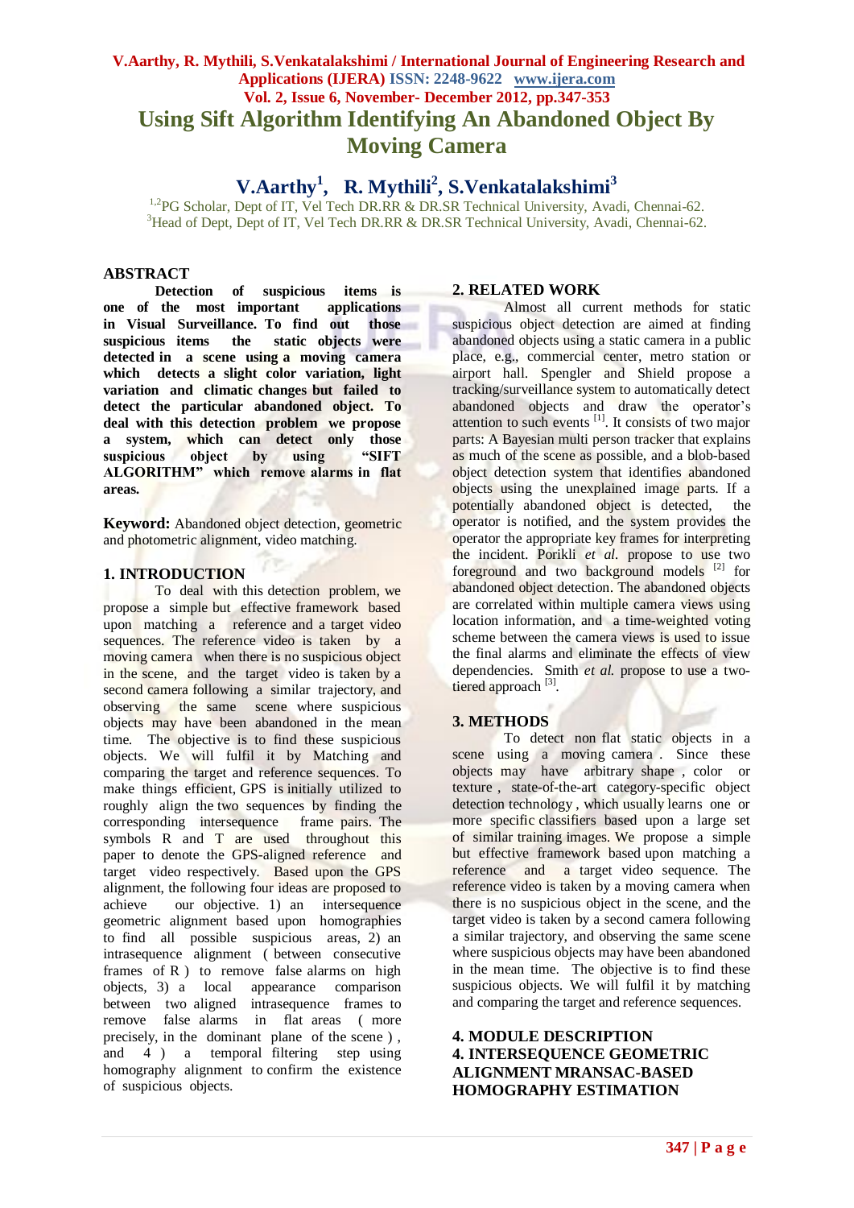# Using Sift Algorithm Identifying An Abandoned Object By Moving Camera

**V.Aarthy[1], R. Mythili[2], S.Venkatalakshimi[3]**

[1,2]PG Scholar, Dept of IT, Vel Tech DR.RR & DR.SR Technical University, Avadi, Chennai-62.
[3]Head of Dept, Dept of IT, Vel Tech DR.RR & DR.SR Technical University, Avadi, Chennai-62.

## ABSTRACT

**Detection of suspicious items is one of the most important applications in Visual Surveillance. To find out those suspicious items the static objects were detected in a scene using a moving camera which detects a slight color variation, light variation and climatic changes but failed to detect the particular abandoned object. To deal with this detection problem we propose a system, which can detect only those suspicious object by using "SIFT ALGORITHM" which remove alarms in flat areas.**

**Keyword:** Abandoned object detection, geometric and photometric alignment, video matching.

## 1. INTRODUCTION

To deal with this detection problem, we propose a simple but effective framework based upon matching a reference and a target video sequences. The reference video is taken by a moving camera when there is no suspicious object in the scene, and the target video is taken by a second camera following a similar trajectory, and observing the same scene where suspicious objects may have been abandoned in the mean time. The objective is to find these suspicious objects. We will fulfil it by Matching and comparing the target and reference sequences. To make things efficient, GPS is initially utilized to roughly align the two sequences by finding the corresponding intersequence frame pairs. The symbols R and T are used throughout this paper to denote the GPS-aligned reference and target video respectively. Based upon the GPS alignment, the following four ideas are proposed to achieve our objective. 1) an intersequence geometric alignment based upon homographies to find all possible suspicious areas, 2) an intrasequence alignment ( between consecutive frames of R ) to remove false alarms on high objects, 3) a local appearance comparison between two aligned intrasequence frames to remove false alarms in flat areas ( more precisely, in the dominant plane of the scene ) , and 4 ) a temporal filtering step using homography alignment to confirm the existence of suspicious objects.

## 2. RELATED WORK

Almost all current methods for static suspicious object detection are aimed at finding abandoned objects using a static camera in a public place, e.g., commercial center, metro station or airport hall. Spengler and Shield propose a tracking/surveillance system to automatically detect abandoned objects and draw the operator's attention to such events [1]. It consists of two major parts: A Bayesian multi person tracker that explains as much of the scene as possible, and a blob-based object detection system that identifies abandoned objects using the unexplained image parts. If a potentially abandoned object is detected, the operator is notified, and the system provides the operator the appropriate key frames for interpreting the incident. Porikli *et al.* propose to use two foreground and two background models [2] for abandoned object detection. The abandoned objects are correlated within multiple camera views using location information, and a time-weighted voting scheme between the camera views is used to issue the final alarms and eliminate the effects of view dependencies. Smith *et al.* propose to use a two-tiered approach [3].

## 3. METHODS

To detect non flat static objects in a scene using a moving camera . Since these objects may have arbitrary shape , color or texture , state-of-the-art category-specific object detection technology , which usually learns one or more specific classifiers based upon a large set of similar training images. We propose a simple but effective framework based upon matching a reference and a target video sequence. The reference video is taken by a moving camera when there is no suspicious object in the scene, and the target video is taken by a second camera following a similar trajectory, and observing the same scene where suspicious objects may have been abandoned in the mean time. The objective is to find these suspicious objects. We will fulfil it by matching and comparing the target and reference sequences.

## 4. MODULE DESCRIPTION

## 4. INTERSEQUENCE GEOMETRIC ALIGNMENT MRANSAC-BASED HOMOGRAPHY ESTIMATION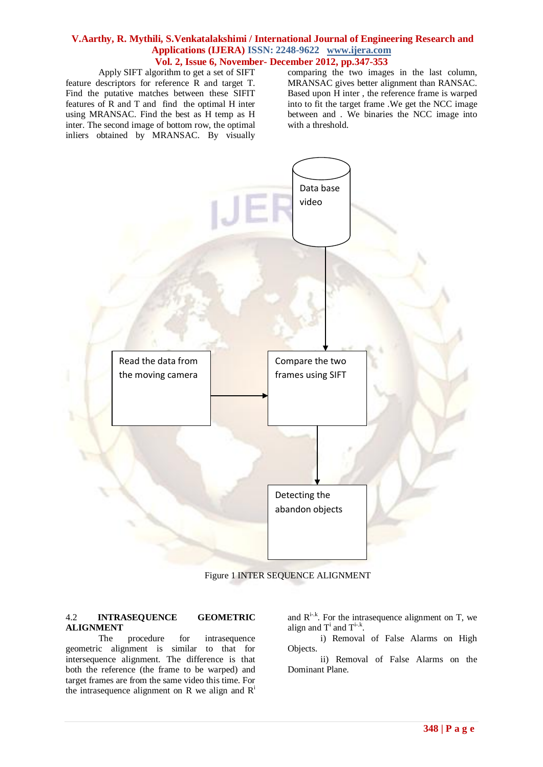Apply SIFT algorithm to get a set of SIFT feature descriptors for reference R and target T. Find the putative matches between these SIFIT features of R and T and find the optimal H inter using MRANSAC. Find the best as H temp as H inter. The second image of bottom row, the optimal inliers obtained by MRANSAC. By visually comparing the two images in the last column, MRANSAC gives better alignment than RANSAC. Based upon H inter , the reference frame is warped into to fit the target frame .We get the NCC image between and . We binaries the NCC image into with a threshold.

Data base video

Read the data from the moving camera

Compare the two frames using SIFT

Detecting the abandon objects

Figure 1 INTER SEQUENCE ALIGNMENT

## 4.2 INTRASEQUENCE GEOMETRIC ALIGNMENT

The procedure for intrasequence geometric alignment is similar to that for intersequence alignment. The difference is that both the reference (the frame to be warped) and target frames are from the same video this time. For the intrasequence alignment on R we align and $R^{i}$ and $R^{i-k}$. For the intrasequence alignment on T, we align and $T^{i}$ and $T^{i-k}$.

i) Removal of False Alarms on High Objects.

ii) Removal of False Alarms on the Dominant Plane.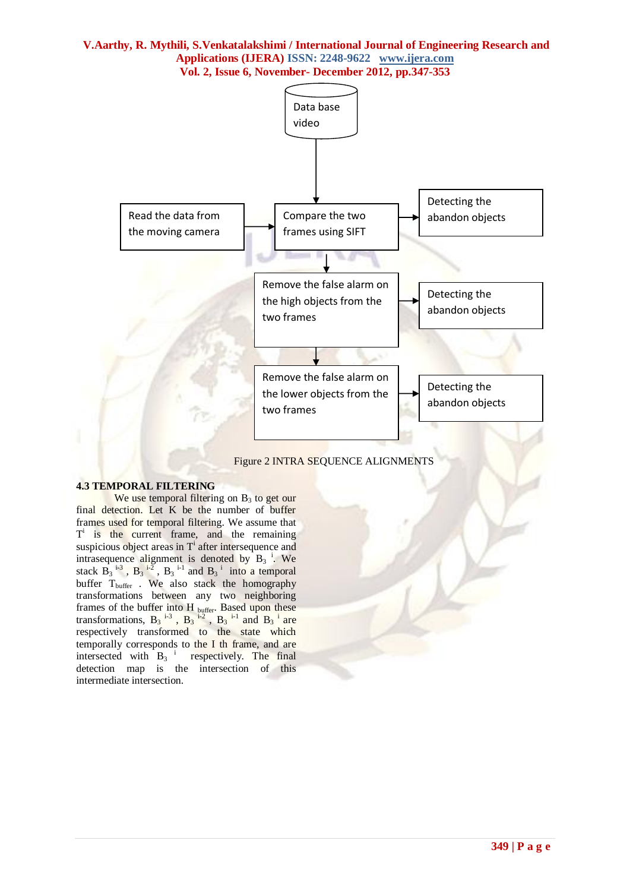Data base video

Read the data from the moving camera

Compare the two frames using SIFT

Detecting the abandon objects

Remove the false alarm on the high objects from the two frames

Detecting the abandon objects

Remove the false alarm on the lower objects from the two frames

Detecting the abandon objects

Figure 2 INTRA SEQUENCE ALIGNMENTS

### 4.3 TEMPORAL FILTERING

We use temporal filtering on $B_3$ to get our final detection. Let K be the number of buffer frames used for temporal filtering. We assume that $T^i$ is the current frame, and the remaining suspicious object areas in $T^i$ after intersequence and intrasequence alignment is denoted by $B_3{}^i$. We stack $B_3{}^{i-3}$, $B_3{}^{i-2}$, $B_3{}^{i-1}$ and $B_3{}^i$ into a temporal buffer $T_{buffer}$. We also stack the homography transformations between any two neighboring frames of the buffer into $H_{buffer}$. Based upon these transformations, $B_3{}^{i-3}$, $B_3{}^{i-2}$, $B_3{}^{i-1}$ and $B_3{}^i$ are respectively transformed to the state which temporally corresponds to the I th frame, and are intersected with $B_3{}^i$ respectively. The final detection map is the intersection of this intermediate intersection.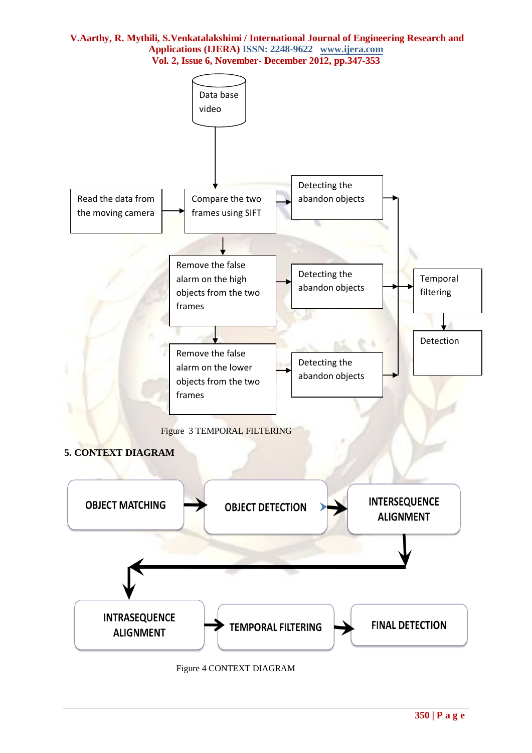Data base video

Read the data from the moving camera

Compare the two frames using SIFT

Detecting the abandon objects

Remove the false alarm on the high objects from the two frames

Detecting the abandon objects

Temporal filtering

Detection

Remove the false alarm on the lower objects from the two frames

Detecting the abandon objects

Figure 3 TEMPORAL FILTERING

## 5. CONTEXT DIAGRAM

OBJECT MATCHING → OBJECT DETECTION → INTERSEQUENCE ALIGNMENT → INTRASEQUENCE ALIGNMENT → TEMPORAL FILTERING → FINAL DETECTION

Figure 4 CONTEXT DIAGRAM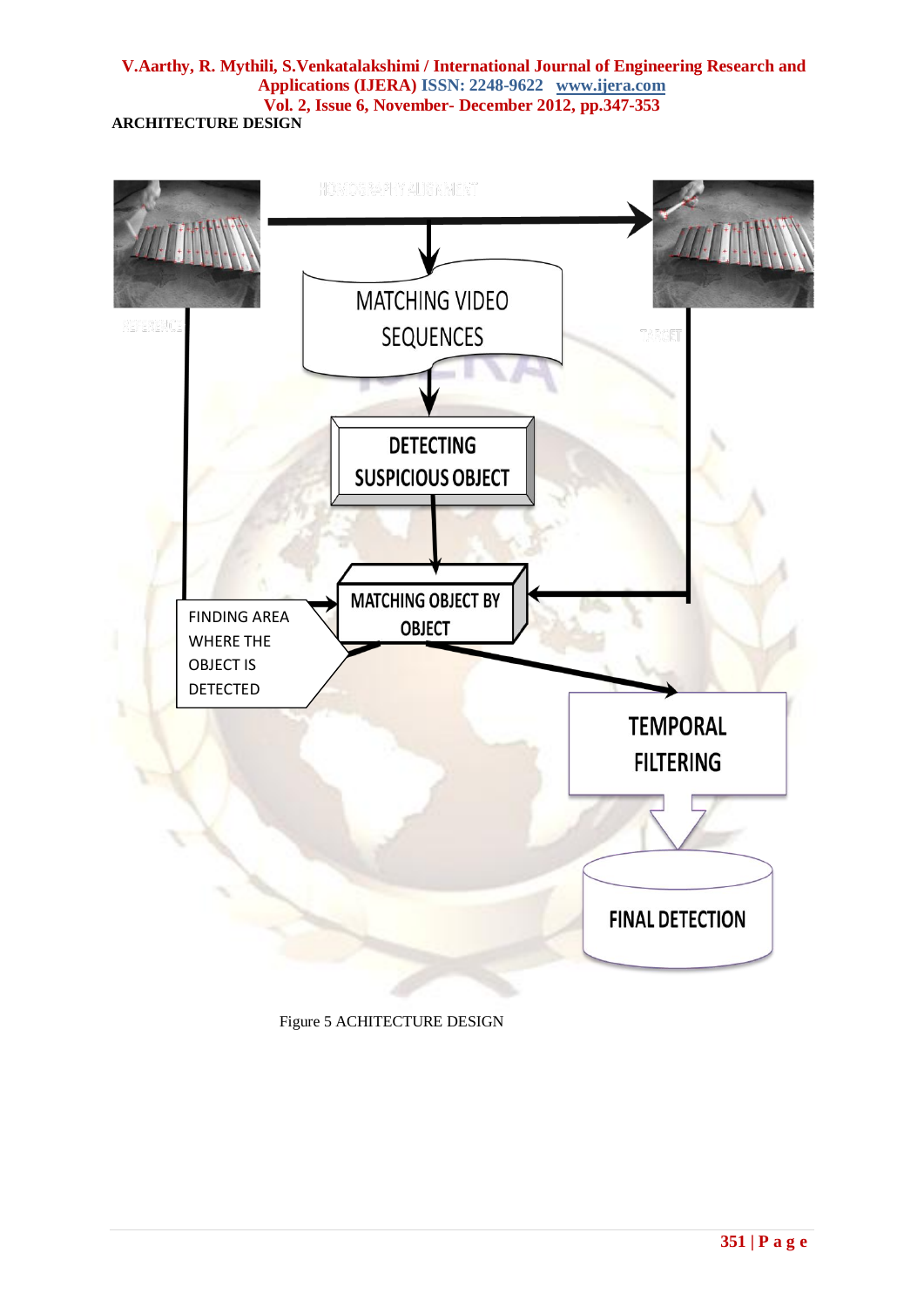ARCHITECTURE DESIGN

HOMOGRAPHY ALIGNMENT

REFERENCE

TARGET

MATCHING VIDEO SEQUENCES

DETECTING SUSPICIOUS OBJECT

MATCHING OBJECT BY OBJECT

FINDING AREA WHERE THE OBJECT IS DETECTED

TEMPORAL FILTERING

FINAL DETECTION

Figure 5 ACHITECTURE DESIGN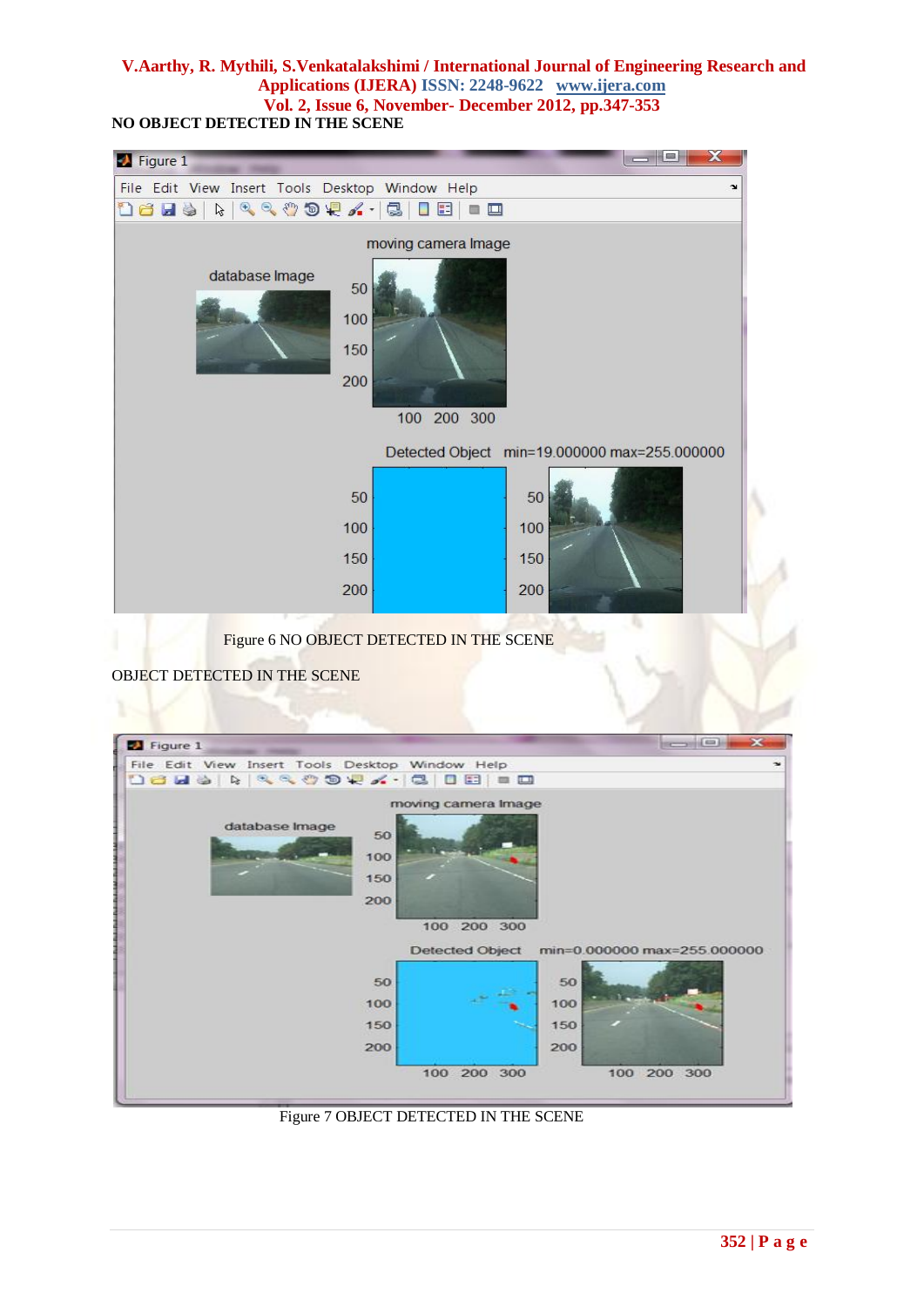NO OBJECT DETECTED IN THE SCENE

Figure 6 NO OBJECT DETECTED IN THE SCENE

OBJECT DETECTED IN THE SCENE

Figure 7 OBJECT DETECTED IN THE SCENE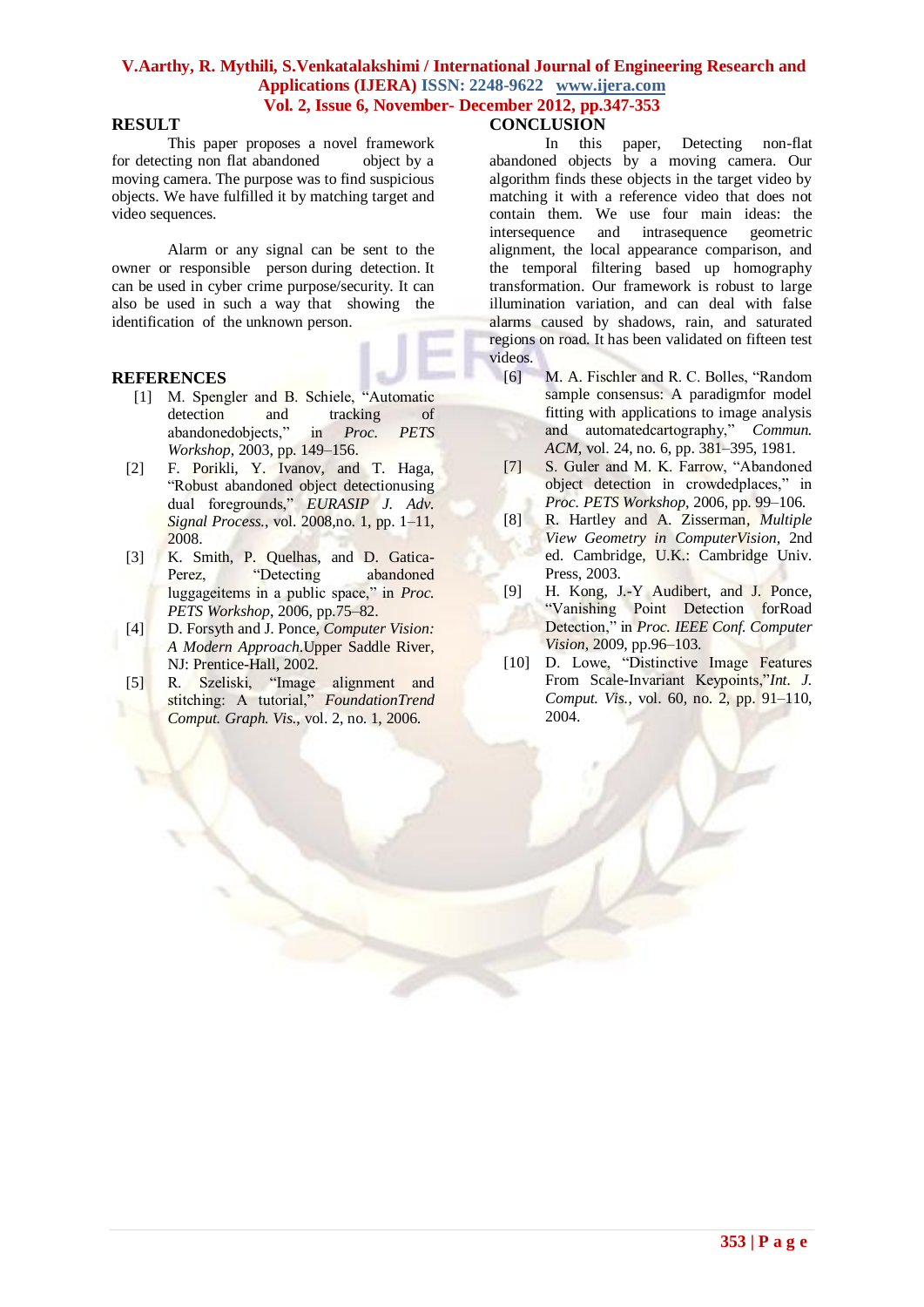## RESULT

This paper proposes a novel framework for detecting non flat abandoned object by a moving camera. The purpose was to find suspicious objects. We have fulfilled it by matching target and video sequences.

Alarm or any signal can be sent to the owner or responsible person during detection. It can be used in cyber crime purpose/security. It can also be used in such a way that showing the identification of the unknown person.

## REFERENCES

[1] M. Spengler and B. Schiele, "Automatic detection and tracking of abandonedobjects," in *Proc. PETS Workshop*, 2003, pp. 149–156.

[2] F. Porikli, Y. Ivanov, and T. Haga, "Robust abandoned object detectionusing dual foregrounds," *EURASIP J. Adv. Signal Process.*, vol. 2008,no. 1, pp. 1–11, 2008.

[3] K. Smith, P. Quelhas, and D. Gatica-Perez, "Detecting abandoned luggageitems in a public space," in *Proc. PETS Workshop*, 2006, pp.75–82.

[4] D. Forsyth and J. Ponce, *Computer Vision: A Modern Approach*.Upper Saddle River, NJ: Prentice-Hall, 2002.

[5] R. Szeliski, "Image alignment and stitching: A tutorial," *FoundationTrend Comput. Graph. Vis.*, vol. 2, no. 1, 2006.

## CONCLUSION

In this paper, Detecting non-flat abandoned objects by a moving camera. Our algorithm finds these objects in the target video by matching it with a reference video that does not contain them. We use four main ideas: the intersequence and intrasequence geometric alignment, the local appearance comparison, and the temporal filtering based up homography transformation. Our framework is robust to large illumination variation, and can deal with false alarms caused by shadows, rain, and saturated regions on road. It has been validated on fifteen test videos.

[6] M. A. Fischler and R. C. Bolles, "Random sample consensus: A paradigmfor model fitting with applications to image analysis and automatedcartography," *Commun. ACM*, vol. 24, no. 6, pp. 381–395, 1981.

[7] S. Guler and M. K. Farrow, "Abandoned object detection in crowdedplaces," in *Proc. PETS Workshop*, 2006, pp. 99–106.

[8] R. Hartley and A. Zisserman, *Multiple View Geometry in ComputerVision*, 2nd ed. Cambridge, U.K.: Cambridge Univ. Press, 2003.

[9] H. Kong, J.-Y Audibert, and J. Ponce, "Vanishing Point Detection forRoad Detection," in *Proc. IEEE Conf. Computer Vision*, 2009, pp.96–103.

[10] D. Lowe, "Distinctive Image Features From Scale-Invariant Keypoints,"*Int. J. Comput. Vis.*, vol. 60, no. 2, pp. 91–110, 2004.